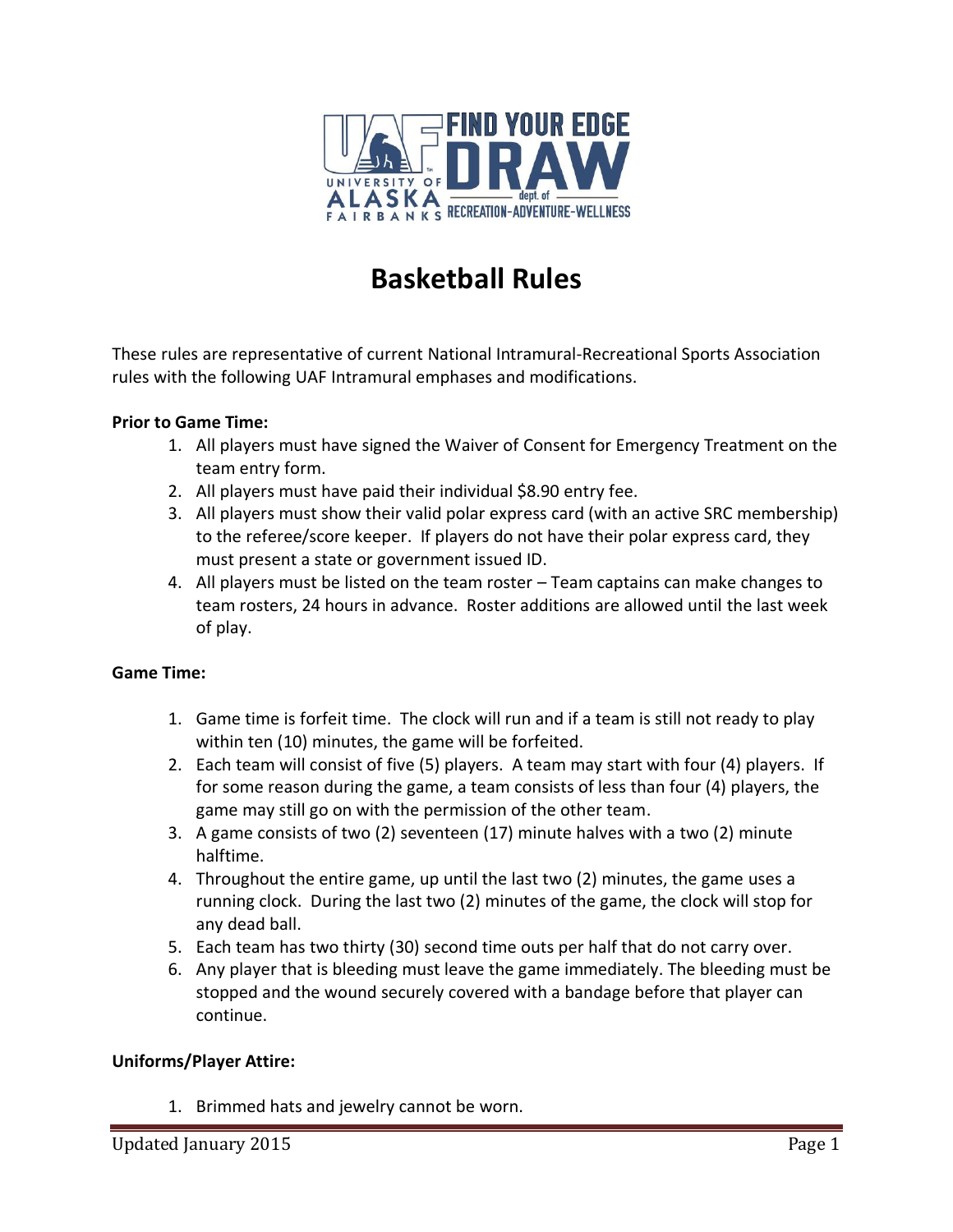# Basketball Rules

These rules are representative of current National Intramural-Recreational Sports Association rules with the following UAF Intramural emphases and modifications.

**Prior to Game Time:**

1. All players must have signed the Waiver of Consent for Emergency Treatment on the team entry form.
2. All players must have paid their individual $8.90 entry fee.
3. All players must show their valid polar express card (with an active SRC membership) to the referee/score keeper. If players do not have their polar express card, they must present a state or government issued ID.
4. All players must be listed on the team roster – Team captains can make changes to team rosters, 24 hours in advance. Roster additions are allowed until the last week of play.

**Game Time:**

1. Game time is forfeit time. The clock will run and if a team is still not ready to play within ten (10) minutes, the game will be forfeited.
2. Each team will consist of five (5) players. A team may start with four (4) players. If for some reason during the game, a team consists of less than four (4) players, the game may still go on with the permission of the other team.
3. A game consists of two (2) seventeen (17) minute halves with a two (2) minute halftime.
4. Throughout the entire game, up until the last two (2) minutes, the game uses a running clock. During the last two (2) minutes of the game, the clock will stop for any dead ball.
5. Each team has two thirty (30) second time outs per half that do not carry over.
6. Any player that is bleeding must leave the game immediately. The bleeding must be stopped and the wound securely covered with a bandage before that player can continue.

**Uniforms/Player Attire:**

1. Brimmed hats and jewelry cannot be worn.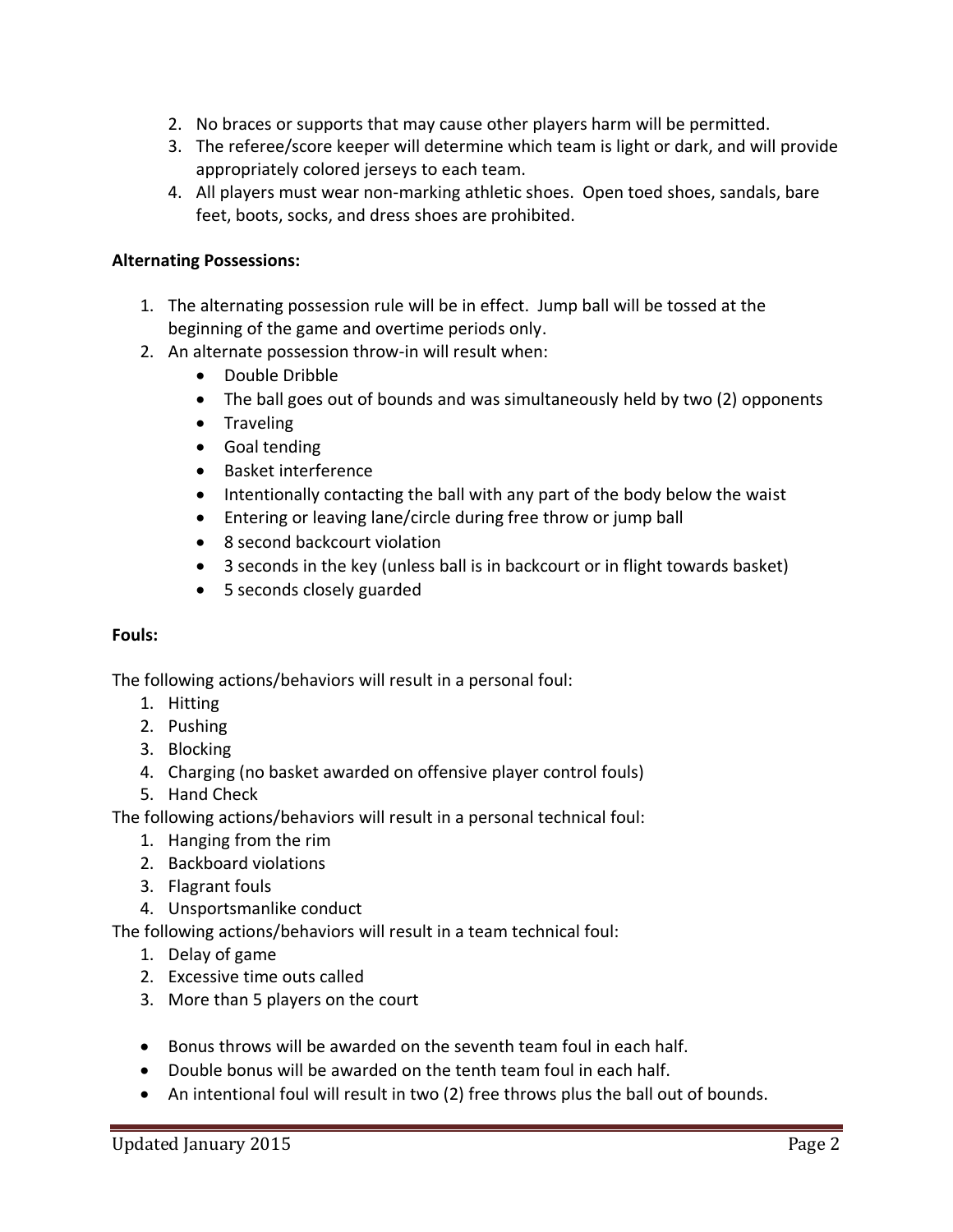2. No braces or supports that may cause other players harm will be permitted.
3. The referee/score keeper will determine which team is light or dark, and will provide appropriately colored jerseys to each team.
4. All players must wear non-marking athletic shoes. Open toed shoes, sandals, bare feet, boots, socks, and dress shoes are prohibited.

**Alternating Possessions:**

1. The alternating possession rule will be in effect. Jump ball will be tossed at the beginning of the game and overtime periods only.
2. An alternate possession throw-in will result when:
   - Double Dribble
   - The ball goes out of bounds and was simultaneously held by two (2) opponents
   - Traveling
   - Goal tending
   - Basket interference
   - Intentionally contacting the ball with any part of the body below the waist
   - Entering or leaving lane/circle during free throw or jump ball
   - 8 second backcourt violation
   - 3 seconds in the key (unless ball is in backcourt or in flight towards basket)
   - 5 seconds closely guarded

**Fouls:**

The following actions/behaviors will result in a personal foul:

1. Hitting
2. Pushing
3. Blocking
4. Charging (no basket awarded on offensive player control fouls)
5. Hand Check

The following actions/behaviors will result in a personal technical foul:

1. Hanging from the rim
2. Backboard violations
3. Flagrant fouls
4. Unsportsmanlike conduct

The following actions/behaviors will result in a team technical foul:

1. Delay of game
2. Excessive time outs called
3. More than 5 players on the court

- Bonus throws will be awarded on the seventh team foul in each half.
- Double bonus will be awarded on the tenth team foul in each half.
- An intentional foul will result in two (2) free throws plus the ball out of bounds.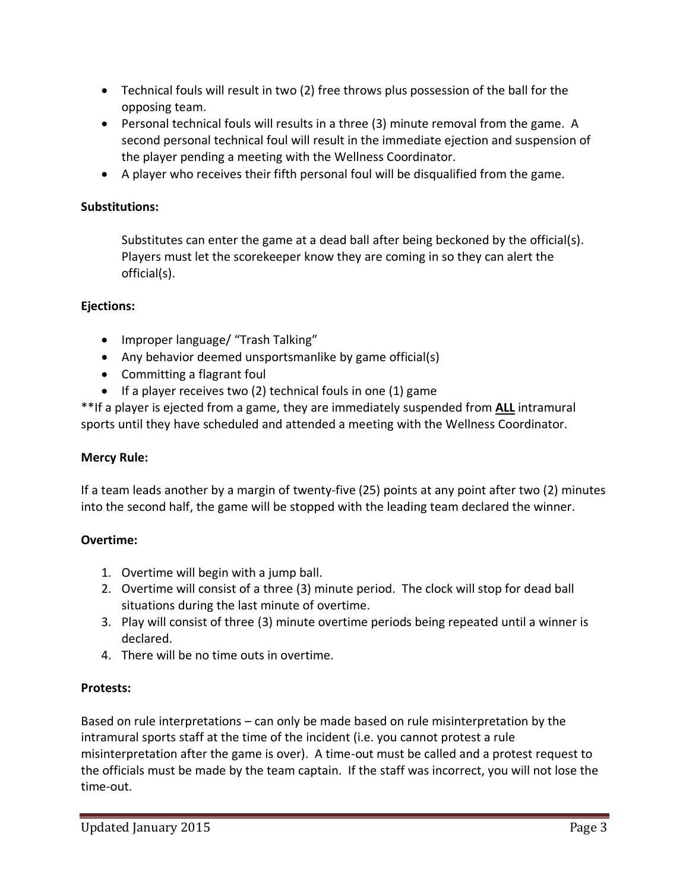- Technical fouls will result in two (2) free throws plus possession of the ball for the opposing team.
- Personal technical fouls will results in a three (3) minute removal from the game. A second personal technical foul will result in the immediate ejection and suspension of the player pending a meeting with the Wellness Coordinator.
- A player who receives their fifth personal foul will be disqualified from the game.

**Substitutions:**

Substitutes can enter the game at a dead ball after being beckoned by the official(s). Players must let the scorekeeper know they are coming in so they can alert the official(s).

**Ejections:**

- Improper language/ "Trash Talking"
- Any behavior deemed unsportsmanlike by game official(s)
- Committing a flagrant foul
- If a player receives two (2) technical fouls in one (1) game

**If a player is ejected from a game, they are immediately suspended from <u>**ALL**</u> intramural sports until they have scheduled and attended a meeting with the Wellness Coordinator.

**Mercy Rule:**

If a team leads another by a margin of twenty-five (25) points at any point after two (2) minutes into the second half, the game will be stopped with the leading team declared the winner.

**Overtime:**

1. Overtime will begin with a jump ball.
2. Overtime will consist of a three (3) minute period. The clock will stop for dead ball situations during the last minute of overtime.
3. Play will consist of three (3) minute overtime periods being repeated until a winner is declared.
4. There will be no time outs in overtime.

**Protests:**

Based on rule interpretations – can only be made based on rule misinterpretation by the intramural sports staff at the time of the incident (i.e. you cannot protest a rule misinterpretation after the game is over). A time-out must be called and a protest request to the officials must be made by the team captain. If the staff was incorrect, you will not lose the time-out.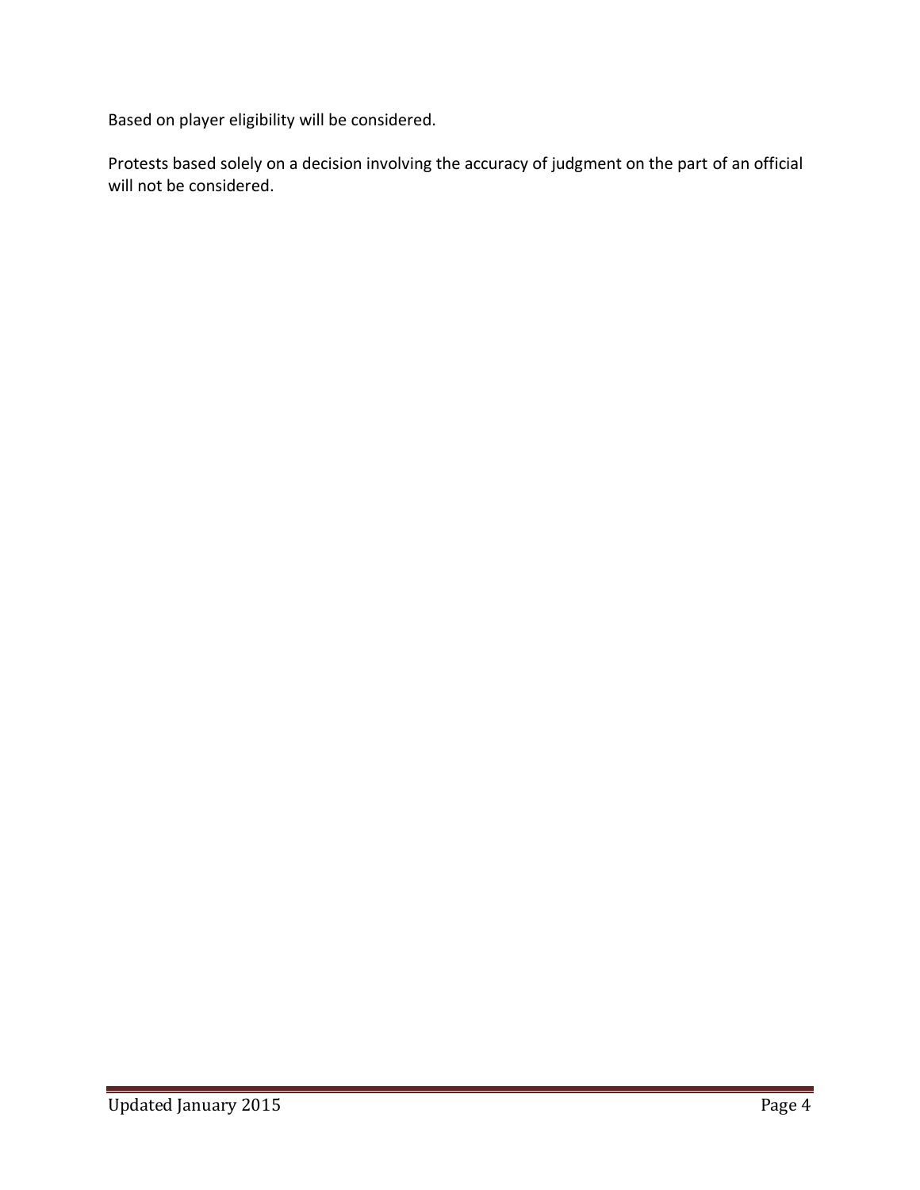Based on player eligibility will be considered.

Protests based solely on a decision involving the accuracy of judgment on the part of an official will not be considered.